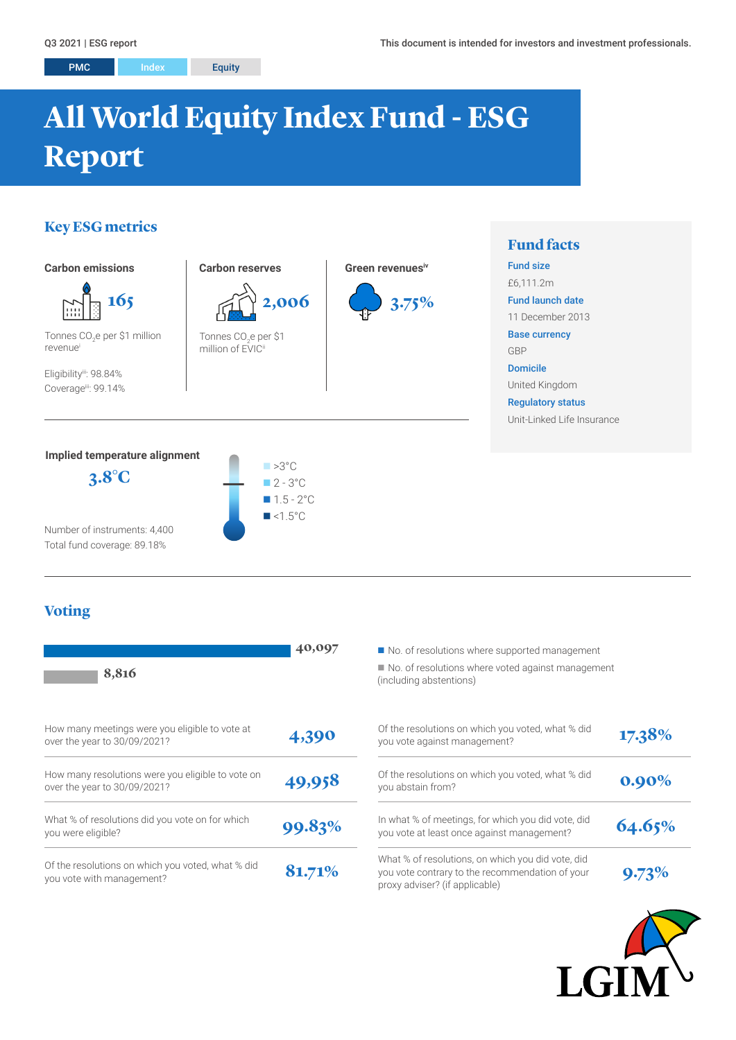Q3 2021 | ESG report

This document is intended for investors and investment professionals.

PMC | Index | Equity

# All World Equity Index Fund - ESG Report

## Key ESG metrics

### Carbon emissions

**165**

Tonnes $CO_2$e per $1 million revenue[i]

Eligibility[iii]: 98.84%
Coverage[iii]: 99.14%

### Carbon reserves

**2,006**

Tonnes $CO_2$e per $1 million of EVIC[ii]

### Green revenues[iv]

**3.75%**

### Implied temperature alignment

**3.8°C**

- >3°C
- 2 - 3°C
- 1.5 - 2°C
- <1.5°C

Number of instruments: 4,400
Total fund coverage: 89.18%

## Fund facts

**Fund size**
£6,111.2m

**Fund launch date**
11 December 2013

**Base currency**
GBP

**Domicile**
United Kingdom

**Regulatory status**
Unit-Linked Life Insurance

## Voting

- No. of resolutions where supported management: **40,097**
- No. of resolutions where voted against management (including abstentions): **8,816**

| Question | Value |
|---|---|
| How many meetings were you eligible to vote at over the year to 30/09/2021? | 4,390 |
| How many resolutions were you eligible to vote on over the year to 30/09/2021? | 49,958 |
| What % of resolutions did you vote on for which you were eligible? | 99.83% |
| Of the resolutions on which you voted, what % did you vote with management? | 81.71% |
| Of the resolutions on which you voted, what % did you vote against management? | 17.38% |
| Of the resolutions on which you voted, what % did you abstain from? | 0.90% |
| In what % of meetings, for which you did vote, did you vote at least once against management? | 64.65% |
| What % of resolutions, on which you did vote, did you vote contrary to the recommendation of your proxy adviser? (if applicable) | 9.73% |

LGIM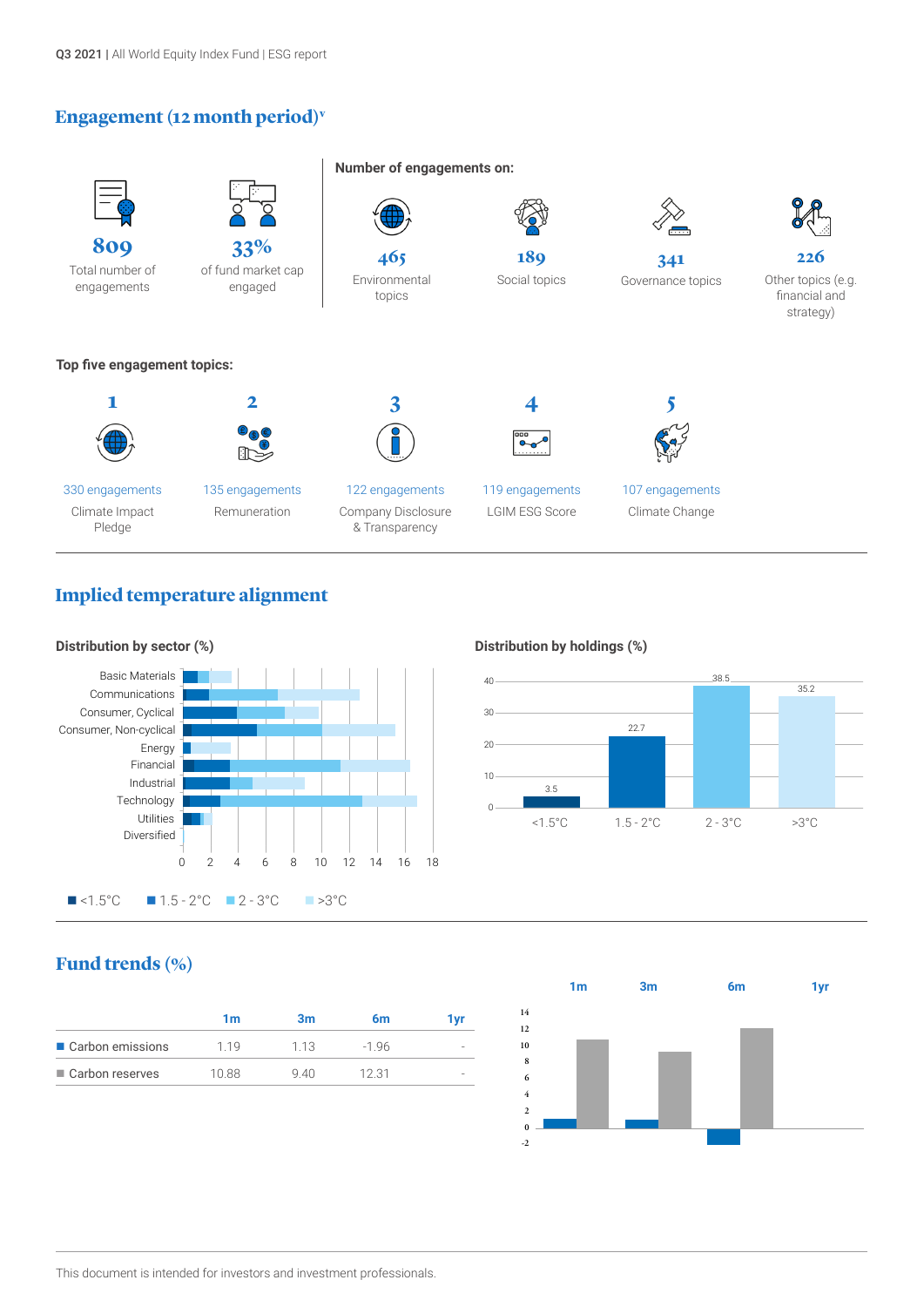## Engagement (12 month period)[v]

**809**
Total number of engagements

**33%**
of fund market cap engaged

**Number of engagements on:**

**465**
Environmental topics

**189**
Social topics

**341**
Governance topics

**226**
Other topics (e.g. financial and strategy)

**Top five engagement topics:**

| Rank | Engagements | Topic |
|---|---|---|
| 1 | 330 engagements | Climate Impact Pledge |
| 2 | 135 engagements | Remuneration |
| 3 | 122 engagements | Company Disclosure & Transparency |
| 4 | 119 engagements | LGIM ESG Score |
| 5 | 107 engagements | Climate Change |

## Implied temperature alignment

**Distribution by sector (%)**

Sectors: Basic Materials, Communications, Consumer, Cyclical, Consumer, Non-cyclical, Energy, Financial, Industrial, Technology, Utilities, Diversified

Legend: <1.5°C, 1.5 - 2°C, 2 - 3°C, >3°C

**Distribution by holdings (%)**

| <1.5°C | 1.5 - 2°C | 2 - 3°C | >3°C |
|---|---|---|---|
| 3.5 | 22.7 | 38.5 | 35.2 |

## Fund trends (%)

| | 1m | 3m | 6m | 1yr |
|---|---|---|---|---|
| Carbon emissions | 1.19 | 1.13 | -1.96 | - |
| Carbon reserves | 10.88 | 9.40 | 12.31 | - |

This document is intended for investors and investment professionals.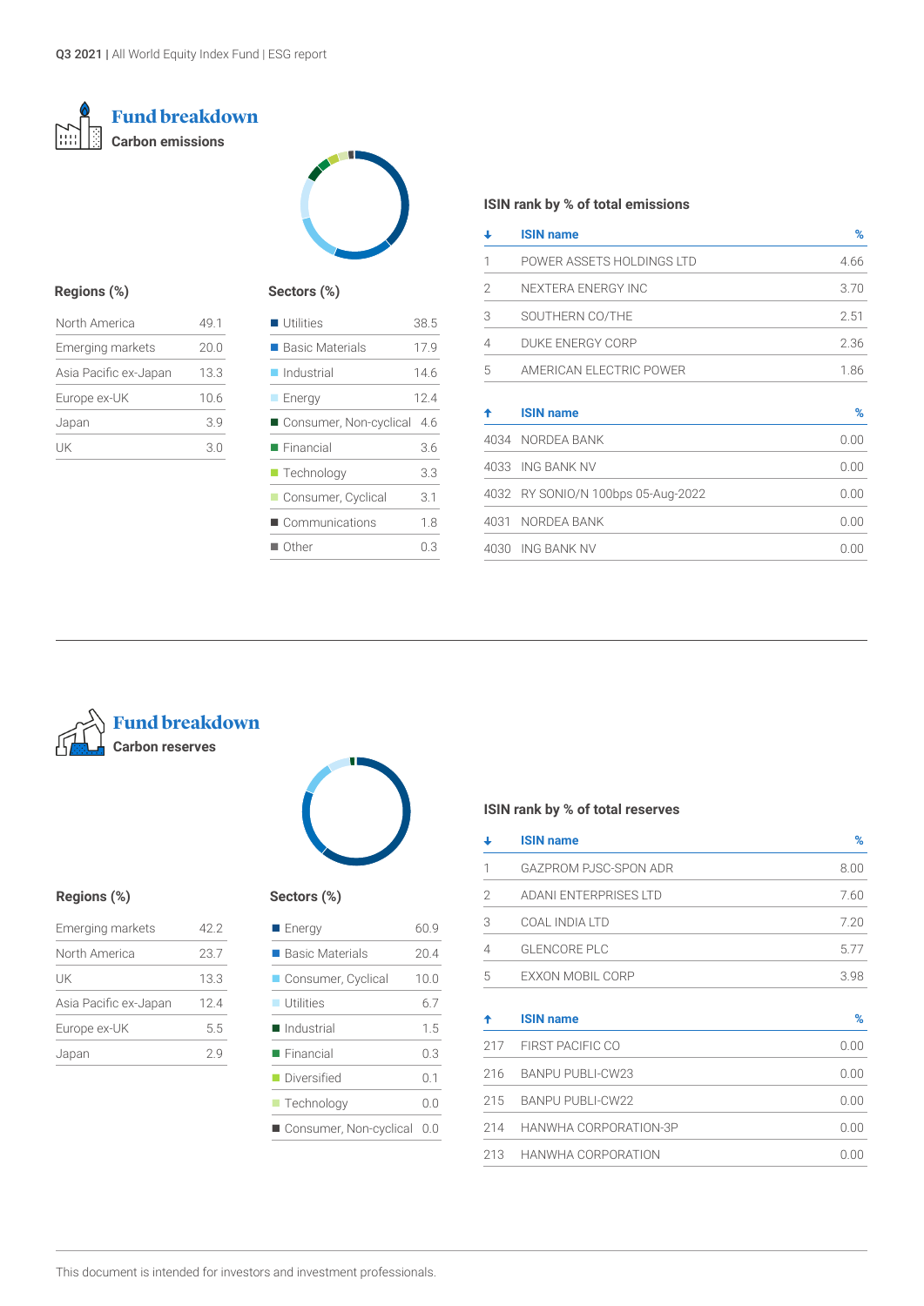## Fund breakdown

### Carbon emissions

**Regions (%)**

| Region | % |
|---|---|
| North America | 49.1 |
| Emerging markets | 20.0 |
| Asia Pacific ex-Japan | 13.3 |
| Europe ex-UK | 10.6 |
| Japan | 3.9 |
| UK | 3.0 |

**Sectors (%)**

| Sector | % |
|---|---|
| Utilities | 38.5 |
| Basic Materials | 17.9 |
| Industrial | 14.6 |
| Energy | 12.4 |
| Consumer, Non-cyclical | 4.6 |
| Financial | 3.6 |
| Technology | 3.3 |
| Consumer, Cyclical | 3.1 |
| Communications | 1.8 |
| Other | 0.3 |

**ISIN rank by % of total emissions**

| ↓ | ISIN name | % |
|---|---|---|
| 1 | POWER ASSETS HOLDINGS LTD | 4.66 |
| 2 | NEXTERA ENERGY INC | 3.70 |
| 3 | SOUTHERN CO/THE | 2.51 |
| 4 | DUKE ENERGY CORP | 2.36 |
| 5 | AMERICAN ELECTRIC POWER | 1.86 |

| ↑ | ISIN name | % |
|---|---|---|
| 4034 | NORDEA BANK | 0.00 |
| 4033 | ING BANK NV | 0.00 |
| 4032 | RY SONIO/N 100bps 05-Aug-2022 | 0.00 |
| 4031 | NORDEA BANK | 0.00 |
| 4030 | ING BANK NV | 0.00 |

## Fund breakdown

### Carbon reserves

**Regions (%)**

| Region | % |
|---|---|
| Emerging markets | 42.2 |
| North America | 23.7 |
| UK | 13.3 |
| Asia Pacific ex-Japan | 12.4 |
| Europe ex-UK | 5.5 |
| Japan | 2.9 |

**Sectors (%)**

| Sector | % |
|---|---|
| Energy | 60.9 |
| Basic Materials | 20.4 |
| Consumer, Cyclical | 10.0 |
| Utilities | 6.7 |
| Industrial | 1.5 |
| Financial | 0.3 |
| Diversified | 0.1 |
| Technology | 0.0 |
| Consumer, Non-cyclical | 0.0 |

**ISIN rank by % of total reserves**

| ↓ | ISIN name | % |
|---|---|---|
| 1 | GAZPROM PJSC-SPON ADR | 8.00 |
| 2 | ADANI ENTERPRISES LTD | 7.60 |
| 3 | COAL INDIA LTD | 7.20 |
| 4 | GLENCORE PLC | 5.77 |
| 5 | EXXON MOBIL CORP | 3.98 |

| ↑ | ISIN name | % |
|---|---|---|
| 217 | FIRST PACIFIC CO | 0.00 |
| 216 | BANPU PUBLI-CW23 | 0.00 |
| 215 | BANPU PUBLI-CW22 | 0.00 |
| 214 | HANWHA CORPORATION-3P | 0.00 |
| 213 | HANWHA CORPORATION | 0.00 |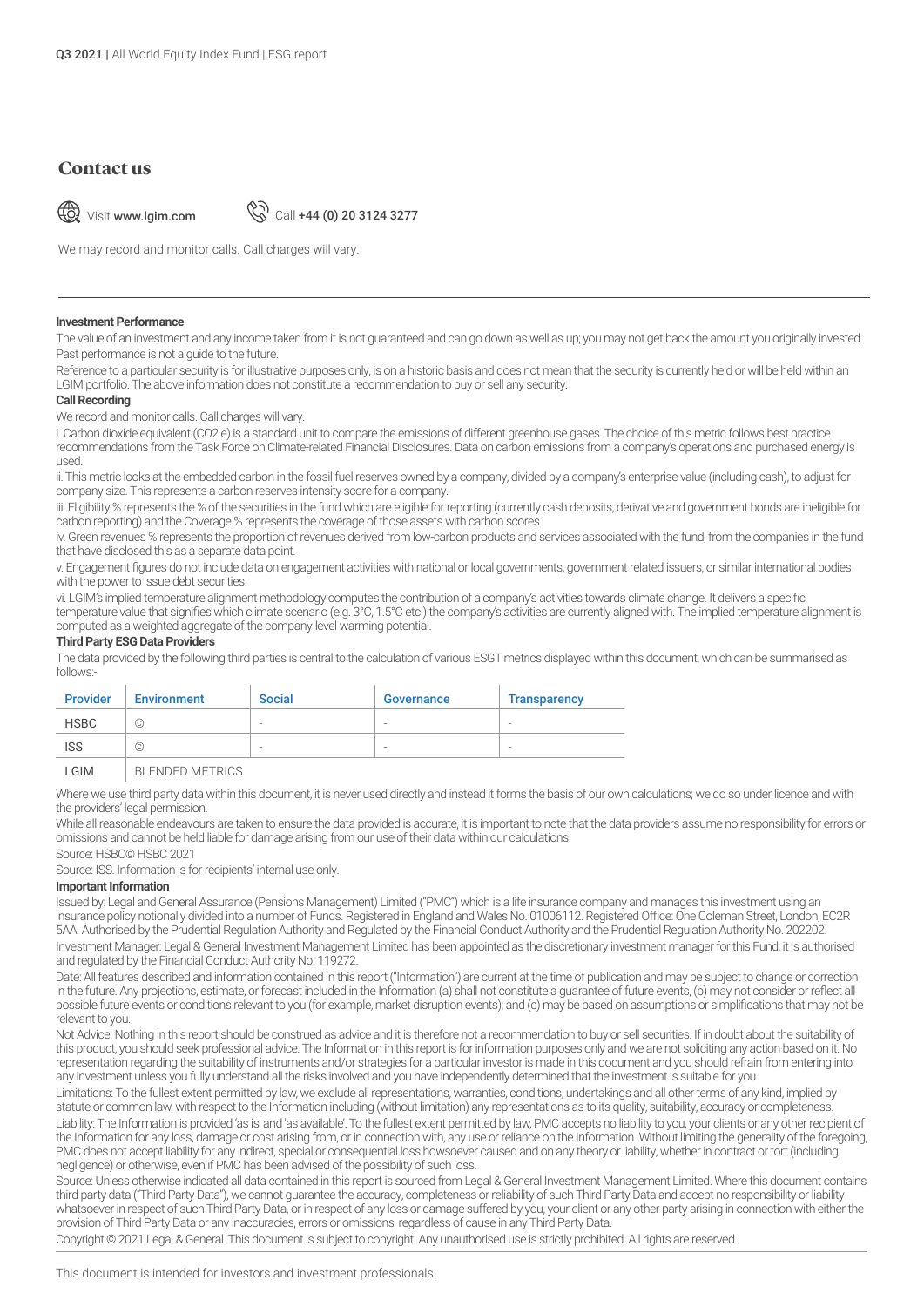## Contact us

Visit **www.lgim.com** Call **+44 (0) 20 3124 3277**

We may record and monitor calls. Call charges will vary.

---

**Investment Performance**

The value of an investment and any income taken from it is not guaranteed and can go down as well as up; you may not get back the amount you originally invested. Past performance is not a guide to the future.

Reference to a particular security is for illustrative purposes only, is on a historic basis and does not mean that the security is currently held or will be held within an LGIM portfolio. The above information does not constitute a recommendation to buy or sell any security.

**Call Recording**

We record and monitor calls. Call charges will vary.

i. Carbon dioxide equivalent ($CO_2$ e) is a standard unit to compare the emissions of different greenhouse gases. The choice of this metric follows best practice recommendations from the Task Force on Climate-related Financial Disclosures. Data on carbon emissions from a company's operations and purchased energy is used.

ii. This metric looks at the embedded carbon in the fossil fuel reserves owned by a company, divided by a company's enterprise value (including cash), to adjust for company size. This represents a carbon reserves intensity score for a company.

iii. Eligibility % represents the % of the securities in the fund which are eligible for reporting (currently cash deposits, derivative and government bonds are ineligible for carbon reporting) and the Coverage % represents the coverage of those assets with carbon scores.

iv. Green revenues % represents the proportion of revenues derived from low-carbon products and services associated with the fund, from the companies in the fund that have disclosed this as a separate data point.

v. Engagement figures do not include data on engagement activities with national or local governments, government related issuers, or similar international bodies with the power to issue debt securities.

vi. LGIM's implied temperature alignment methodology computes the contribution of a company's activities towards climate change. It delivers a specific temperature value that signifies which climate scenario (e.g. 3°C, 1.5°C etc.) the company's activities are currently aligned with. The implied temperature alignment is computed as a weighted aggregate of the company-level warming potential.

**Third Party ESG Data Providers**

The data provided by the following third parties is central to the calculation of various ESGT metrics displayed within this document, which can be summarised as follows:-

| Provider | Environment | Social | Governance | Transparency |
|---|---|---|---|---|
| HSBC | © | - | - | - |
| ISS | © | - | - | - |
| LGIM | BLENDED METRICS | | | |

Where we use third party data within this document, it is never used directly and instead it forms the basis of our own calculations; we do so under licence and with the providers' legal permission.

While all reasonable endeavours are taken to ensure the data provided is accurate, it is important to note that the data providers assume no responsibility for errors or omissions and cannot be held liable for damage arising from our use of their data within our calculations.

Source: HSBC© HSBC 2021

Source: ISS. Information is for recipients' internal use only.

**Important Information**

Issued by: Legal and General Assurance (Pensions Management) Limited ("PMC") which is a life insurance company and manages this investment using an insurance policy notionally divided into a number of Funds. Registered in England and Wales No. 01006112. Registered Office: One Coleman Street, London, EC2R 5AA. Authorised by the Prudential Regulation Authority and Regulated by the Financial Conduct Authority and the Prudential Regulation Authority No. 202202.

Investment Manager: Legal & General Investment Management Limited has been appointed as the discretionary investment manager for this Fund, it is authorised and regulated by the Financial Conduct Authority No. 119272.

Date: All features described and information contained in this report ("Information") are current at the time of publication and may be subject to change or correction in the future. Any projections, estimate, or forecast included in the Information (a) shall not constitute a guarantee of future events, (b) may not consider or reflect all possible future events or conditions relevant to you (for example, market disruption events); and (c) may be based on assumptions or simplifications that may not be relevant to you.

Not Advice: Nothing in this report should be construed as advice and it is therefore not a recommendation to buy or sell securities. If in doubt about the suitability of this product, you should seek professional advice. The Information in this report is for information purposes only and we are not soliciting any action based on it. No representation regarding the suitability of instruments and/or strategies for a particular investor is made in this document and you should refrain from entering into any investment unless you fully understand all the risks involved and you have independently determined that the investment is suitable for you.

Limitations: To the fullest extent permitted by law, we exclude all representations, warranties, conditions, undertakings and all other terms of any kind, implied by statute or common law, with respect to the Information including (without limitation) any representations as to its quality, suitability, accuracy or completeness.

Liability: The Information is provided 'as is' and 'as available'. To the fullest extent permitted by law, PMC accepts no liability to you, your clients or any other recipient of the Information for any loss, damage or cost arising from, or in connection with, any use or reliance on the Information. Without limiting the generality of the foregoing, PMC does not accept liability for any indirect, special or consequential loss howsoever caused and on any theory or liability, whether in contract or tort (including negligence) or otherwise, even if PMC has been advised of the possibility of such loss.

Source: Unless otherwise indicated all data contained in this report is sourced from Legal & General Investment Management Limited. Where this document contains third party data ("Third Party Data"), we cannot guarantee the accuracy, completeness or reliability of such Third Party Data and accept no responsibility or liability whatsoever in respect of such Third Party Data, or in respect of any loss or damage suffered by you, your client or any other party arising in connection with either the provision of Third Party Data or any inaccuracies, errors or omissions, regardless of cause in any Third Party Data.

Copyright © 2021 Legal & General. This document is subject to copyright. Any unauthorised use is strictly prohibited. All rights are reserved.

This document is intended for investors and investment professionals.